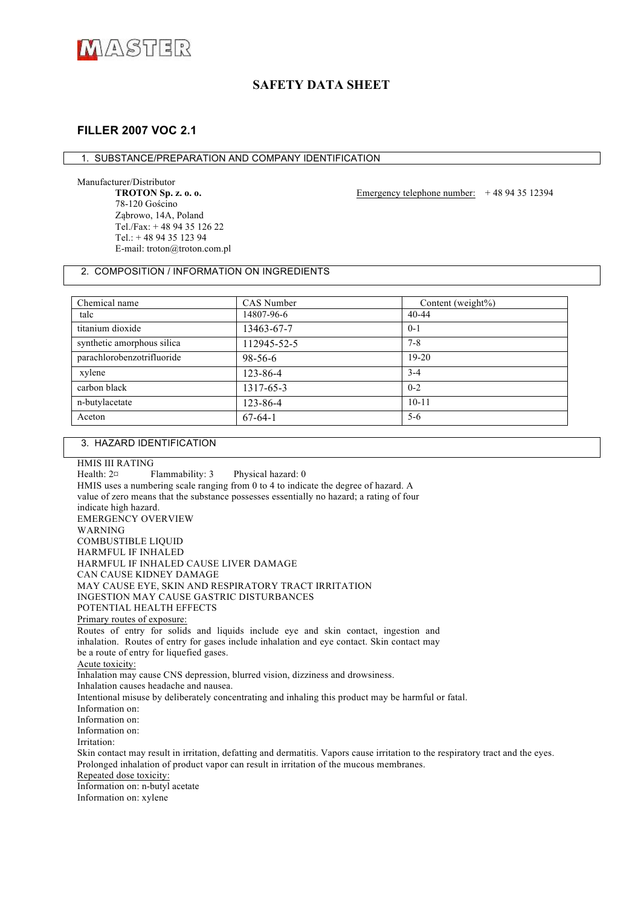MASTER

# SAFETY DATA SHEET

## FILLER 2007 VOC 2.1

### 1. SUBSTANCE/PREPARATION AND COMPANY IDENTIFICATION

Manufacturer/Distributor

**TROTON Sp. z. o. o.**
78-120 Gościno
Ząbrowo, 14A, Poland
Tel./Fax: + 48 94 35 126 22
Tel.: + 48 94 35 123 94
E-mail: troton@troton.com.pl

Emergency telephone number: + 48 94 35 12394

### 2. COMPOSITION / INFORMATION ON INGREDIENTS

| Chemical name | CAS Number | Content (weight%) |
|---|---|---|
| talc | 14807-96-6 | 40-44 |
| titanium dioxide | 13463-67-7 | 0-1 |
| synthetic amorphous silica | 112945-52-5 | 7-8 |
| parachlorobenzotrifluoride | 98-56-6 | 19-20 |
| xylene | 123-86-4 | 3-4 |
| carbon black | 1317-65-3 | 0-2 |
| n-butylacetate | 123-86-4 | 10-11 |
| Aceton | 67-64-1 | 5-6 |

### 3. HAZARD IDENTIFICATION

HMIS III RATING
Health: 2¤ Flammability: 3 Physical hazard: 0
HMIS uses a numbering scale ranging from 0 to 4 to indicate the degree of hazard. A value of zero means that the substance possesses essentially no hazard; a rating of four indicate high hazard.
EMERGENCY OVERVIEW
WARNING
COMBUSTIBLE LIQUID
HARMFUL IF INHALED
HARMFUL IF INHALED CAUSE LIVER DAMAGE
CAN CAUSE KIDNEY DAMAGE
MAY CAUSE EYE, SKIN AND RESPIRATORY TRACT IRRITATION
INGESTION MAY CAUSE GASTRIC DISTURBANCES
POTENTIAL HEALTH EFFECTS

Primary routes of exposure:
Routes of entry for solids and liquids include eye and skin contact, ingestion and inhalation. Routes of entry for gases include inhalation and eye contact. Skin contact may be a route of entry for liquefied gases.

Acute toxicity:
Inhalation may cause CNS depression, blurred vision, dizziness and drowsiness.
Inhalation causes headache and nausea.
Intentional misuse by deliberately concentrating and inhaling this product may be harmful or fatal.
Information on:
Information on:
Information on:

Irritation:
Skin contact may result in irritation, defatting and dermatitis. Vapors cause irritation to the respiratory tract and the eyes.
Prolonged inhalation of product vapor can result in irritation of the mucous membranes.

Repeated dose toxicity:
Information on: n-butyl acetate
Information on: xylene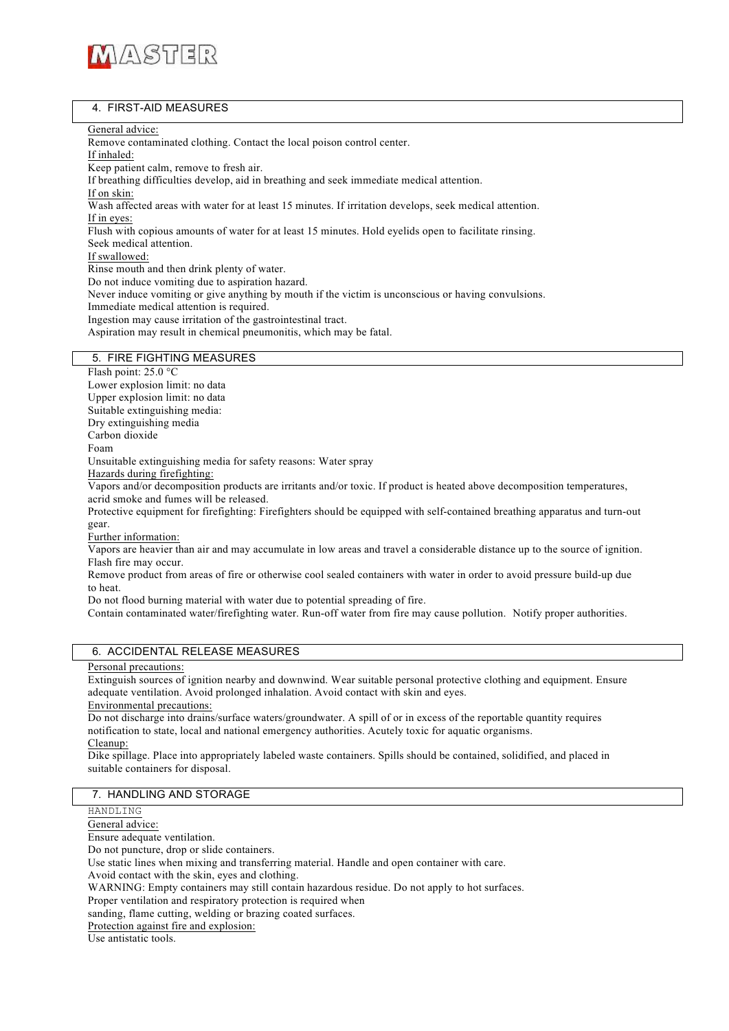## 4. FIRST-AID MEASURES

General advice:

Remove contaminated clothing. Contact the local poison control center.

If inhaled:

Keep patient calm, remove to fresh air.

If breathing difficulties develop, aid in breathing and seek immediate medical attention.

If on skin:

Wash affected areas with water for at least 15 minutes. If irritation develops, seek medical attention.

If in eyes:

Flush with copious amounts of water for at least 15 minutes. Hold eyelids open to facilitate rinsing.

Seek medical attention.

If swallowed:

Rinse mouth and then drink plenty of water.

Do not induce vomiting due to aspiration hazard.

Never induce vomiting or give anything by mouth if the victim is unconscious or having convulsions.

Immediate medical attention is required.

Ingestion may cause irritation of the gastrointestinal tract.

Aspiration may result in chemical pneumonitis, which may be fatal.

## 5. FIRE FIGHTING MEASURES

Flash point: 25.0 °C

Lower explosion limit: no data

Upper explosion limit: no data

Suitable extinguishing media:

Dry extinguishing media

Carbon dioxide

Foam

Unsuitable extinguishing media for safety reasons: Water spray

Hazards during firefighting:

Vapors and/or decomposition products are irritants and/or toxic. If product is heated above decomposition temperatures, acrid smoke and fumes will be released.

Protective equipment for firefighting: Firefighters should be equipped with self-contained breathing apparatus and turn-out gear.

Further information:

Vapors are heavier than air and may accumulate in low areas and travel a considerable distance up to the source of ignition. Flash fire may occur.

Remove product from areas of fire or otherwise cool sealed containers with water in order to avoid pressure build-up due to heat.

Do not flood burning material with water due to potential spreading of fire.

Contain contaminated water/firefighting water. Run-off water from fire may cause pollution. Notify proper authorities.

## 6. ACCIDENTAL RELEASE MEASURES

Personal precautions:

Extinguish sources of ignition nearby and downwind. Wear suitable personal protective clothing and equipment. Ensure adequate ventilation. Avoid prolonged inhalation. Avoid contact with skin and eyes.

Environmental precautions:

Do not discharge into drains/surface waters/groundwater. A spill of or in excess of the reportable quantity requires notification to state, local and national emergency authorities. Acutely toxic for aquatic organisms.

Cleanup:

Dike spillage. Place into appropriately labeled waste containers. Spills should be contained, solidified, and placed in suitable containers for disposal.

## 7. HANDLING AND STORAGE

HANDLING

General advice:

Ensure adequate ventilation.

Do not puncture, drop or slide containers.

Use static lines when mixing and transferring material. Handle and open container with care.

Avoid contact with the skin, eyes and clothing.

WARNING: Empty containers may still contain hazardous residue. Do not apply to hot surfaces.

Proper ventilation and respiratory protection is required when sanding, flame cutting, welding or brazing coated surfaces.

Protection against fire and explosion:

Use antistatic tools.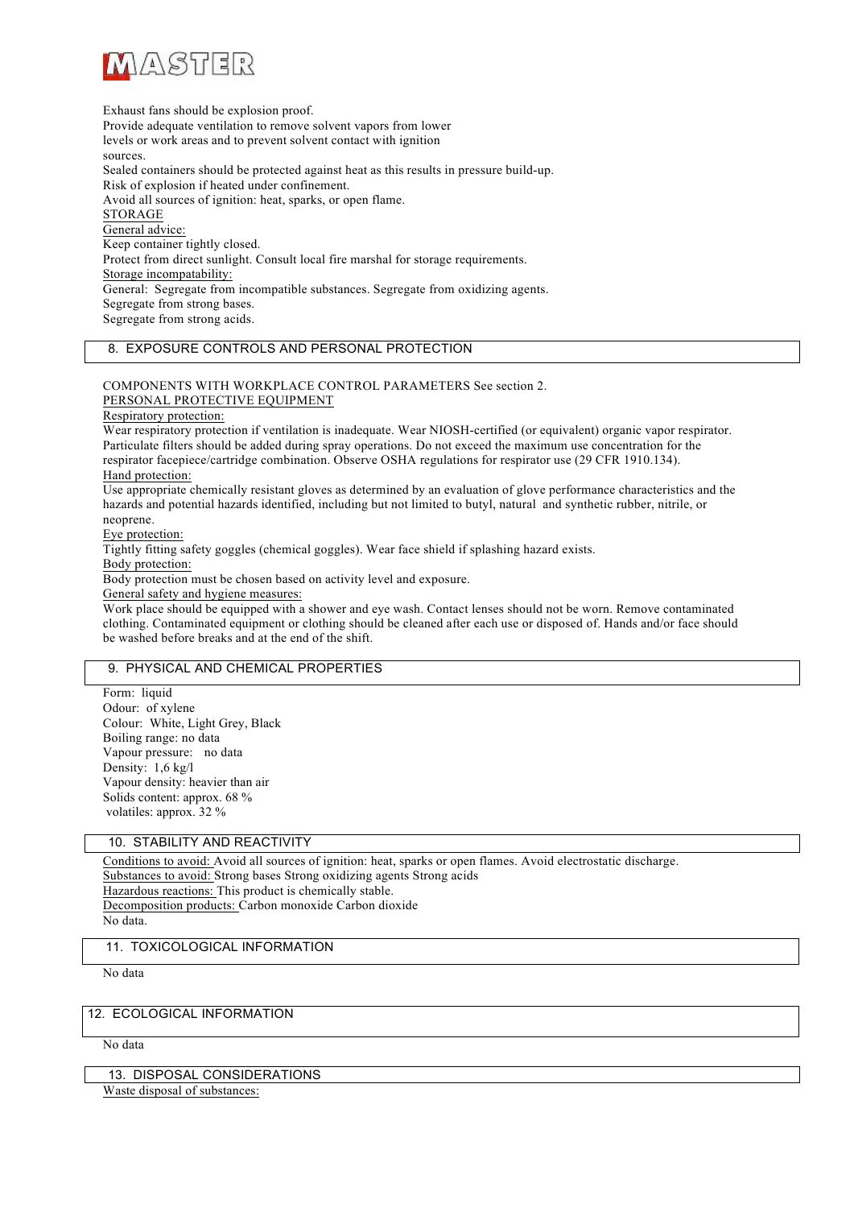Exhaust fans should be explosion proof.
Provide adequate ventilation to remove solvent vapors from lower levels or work areas and to prevent solvent contact with ignition sources.
Sealed containers should be protected against heat as this results in pressure build-up.
Risk of explosion if heated under confinement.
Avoid all sources of ignition: heat, sparks, or open flame.

STORAGE

General advice:
Keep container tightly closed.
Protect from direct sunlight. Consult local fire marshal for storage requirements.

Storage incompatability:
General: Segregate from incompatible substances. Segregate from oxidizing agents.
Segregate from strong bases.
Segregate from strong acids.

## 8. EXPOSURE CONTROLS AND PERSONAL PROTECTION

COMPONENTS WITH WORKPLACE CONTROL PARAMETERS See section 2.

PERSONAL PROTECTIVE EQUIPMENT

Respiratory protection:
Wear respiratory protection if ventilation is inadequate. Wear NIOSH-certified (or equivalent) organic vapor respirator. Particulate filters should be added during spray operations. Do not exceed the maximum use concentration for the respirator facepiece/cartridge combination. Observe OSHA regulations for respirator use (29 CFR 1910.134).

Hand protection:
Use appropriate chemically resistant gloves as determined by an evaluation of glove performance characteristics and the hazards and potential hazards identified, including but not limited to butyl, natural and synthetic rubber, nitrile, or neoprene.

Eye protection:
Tightly fitting safety goggles (chemical goggles). Wear face shield if splashing hazard exists.

Body protection:
Body protection must be chosen based on activity level and exposure.

General safety and hygiene measures:
Work place should be equipped with a shower and eye wash. Contact lenses should not be worn. Remove contaminated clothing. Contaminated equipment or clothing should be cleaned after each use or disposed of. Hands and/or face should be washed before breaks and at the end of the shift.

## 9. PHYSICAL AND CHEMICAL PROPERTIES

Form: liquid
Odour: of xylene
Colour: White, Light Grey, Black
Boiling range: no data
Vapour pressure: no data
Density: 1,6 kg/l
Vapour density: heavier than air
Solids content: approx. 68 %
volatiles: approx. 32 %

## 10. STABILITY AND REACTIVITY

Conditions to avoid: Avoid all sources of ignition: heat, sparks or open flames. Avoid electrostatic discharge.
Substances to avoid: Strong bases Strong oxidizing agents Strong acids
Hazardous reactions: This product is chemically stable.
Decomposition products: Carbon monoxide Carbon dioxide
No data.

## 11. TOXICOLOGICAL INFORMATION

No data

## 12. ECOLOGICAL INFORMATION

No data

## 13. DISPOSAL CONSIDERATIONS

Waste disposal of substances: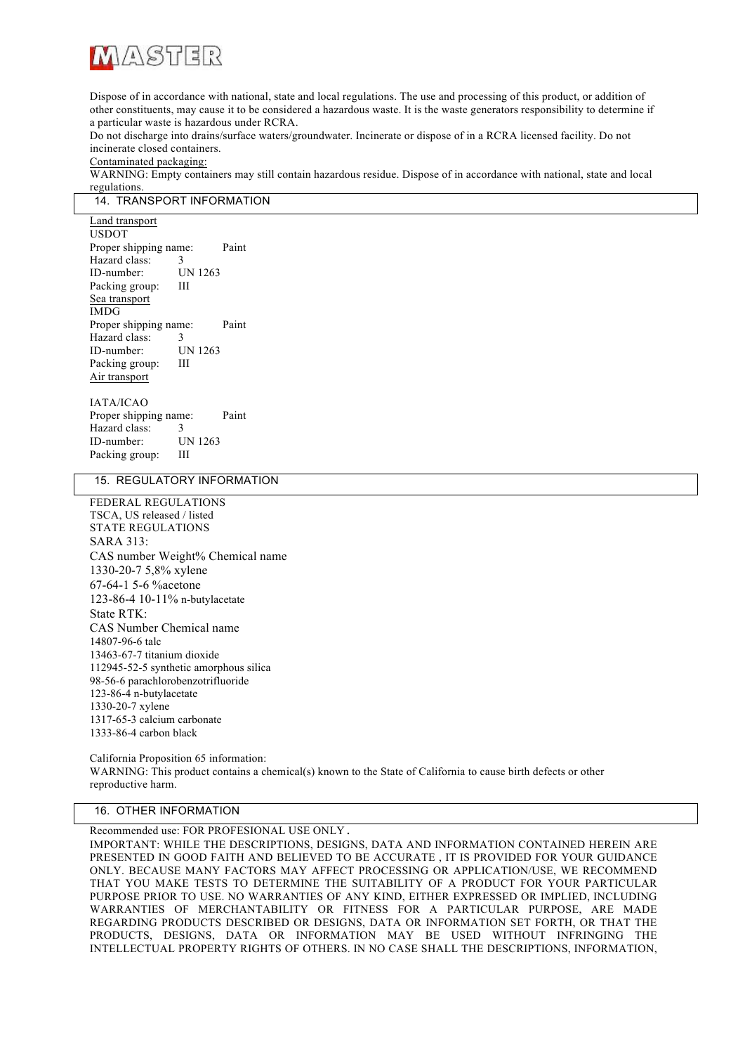Dispose of in accordance with national, state and local regulations. The use and processing of this product, or addition of other constituents, may cause it to be considered a hazardous waste. It is the waste generators responsibility to determine if a particular waste is hazardous under RCRA.

Do not discharge into drains/surface waters/groundwater. Incinerate or dispose of in a RCRA licensed facility. Do not incinerate closed containers.

Contaminated packaging:

WARNING: Empty containers may still contain hazardous residue. Dispose of in accordance with national, state and local regulations.

## 14. TRANSPORT INFORMATION

Land transport

USDOT

Proper shipping name: Paint
Hazard class: 3
ID-number: UN 1263
Packing group: III

Sea transport

IMDG

Proper shipping name: Paint
Hazard class: 3
ID-number: UN 1263
Packing group: III

Air transport

IATA/ICAO

Proper shipping name: Paint
Hazard class: 3
ID-number: UN 1263
Packing group: III

## 15. REGULATORY INFORMATION

FEDERAL REGULATIONS

TSCA, US released / listed

STATE REGULATIONS

SARA 313:

CAS number Weight% Chemical name
1330-20-7 5,8% xylene
67-64-1 5-6 %acetone
123-86-4 10-11% n-butylacetate

State RTK:

CAS Number Chemical name
14807-96-6 talc
13463-67-7 titanium dioxide
112945-52-5 synthetic amorphous silica
98-56-6 parachlorobenzotrifluoride
123-86-4 n-butylacetate
1330-20-7 xylene
1317-65-3 calcium carbonate
1333-86-4 carbon black

California Proposition 65 information:

WARNING: This product contains a chemical(s) known to the State of California to cause birth defects or other reproductive harm.

## 16. OTHER INFORMATION

Recommended use: FOR PROFESIONAL USE ONLY.

IMPORTANT: WHILE THE DESCRIPTIONS, DESIGNS, DATA AND INFORMATION CONTAINED HEREIN ARE PRESENTED IN GOOD FAITH AND BELIEVED TO BE ACCURATE , IT IS PROVIDED FOR YOUR GUIDANCE ONLY. BECAUSE MANY FACTORS MAY AFFECT PROCESSING OR APPLICATION/USE, WE RECOMMEND THAT YOU MAKE TESTS TO DETERMINE THE SUITABILITY OF A PRODUCT FOR YOUR PARTICULAR PURPOSE PRIOR TO USE. NO WARRANTIES OF ANY KIND, EITHER EXPRESSED OR IMPLIED, INCLUDING WARRANTIES OF MERCHANTABILITY OR FITNESS FOR A PARTICULAR PURPOSE, ARE MADE REGARDING PRODUCTS DESCRIBED OR DESIGNS, DATA OR INFORMATION SET FORTH, OR THAT THE PRODUCTS, DESIGNS, DATA OR INFORMATION MAY BE USED WITHOUT INFRINGING THE INTELLECTUAL PROPERTY RIGHTS OF OTHERS. IN NO CASE SHALL THE DESCRIPTIONS, INFORMATION,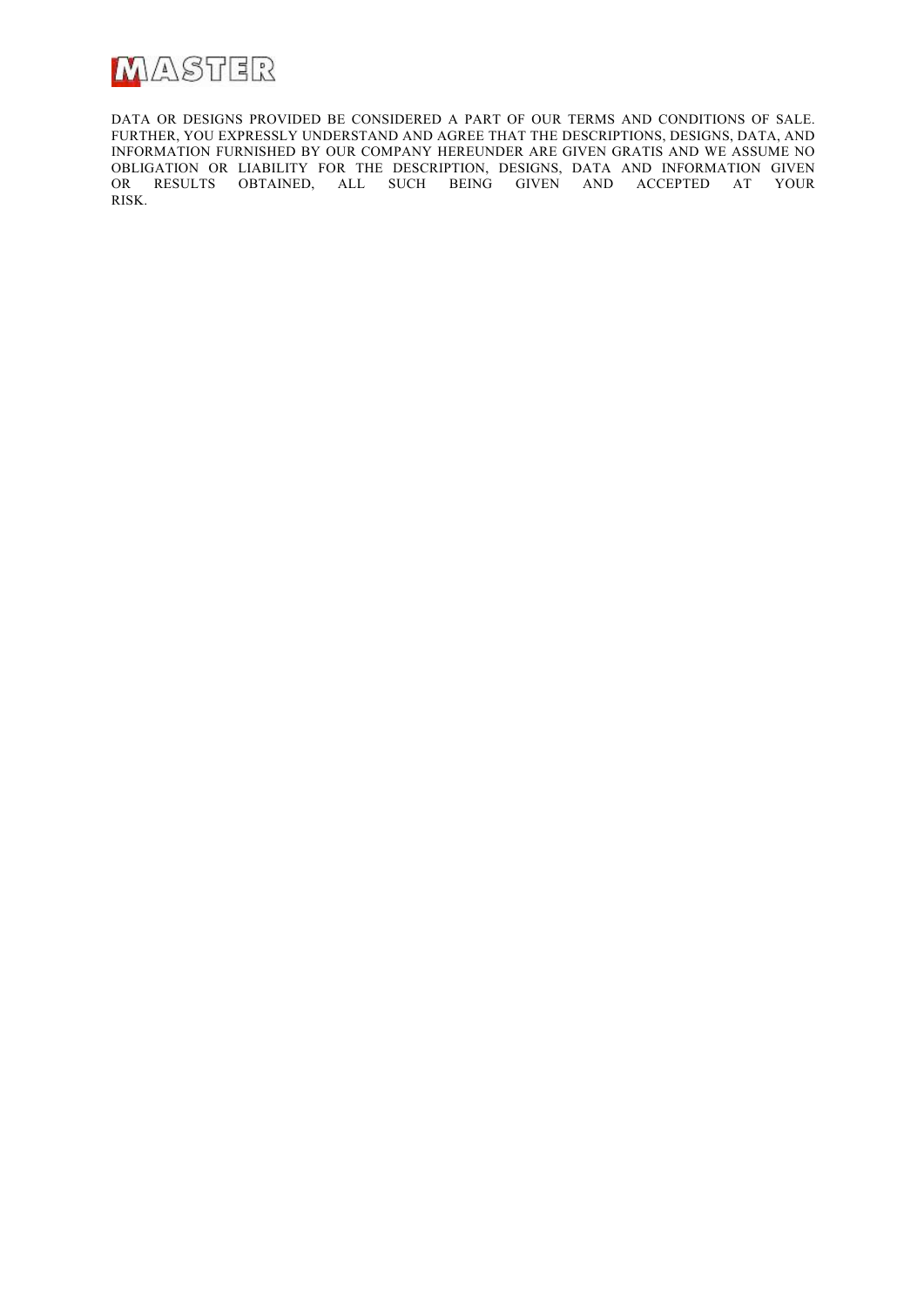DATA OR DESIGNS PROVIDED BE CONSIDERED A PART OF OUR TERMS AND CONDITIONS OF SALE. FURTHER, YOU EXPRESSLY UNDERSTAND AND AGREE THAT THE DESCRIPTIONS, DESIGNS, DATA, AND INFORMATION FURNISHED BY OUR COMPANY HEREUNDER ARE GIVEN GRATIS AND WE ASSUME NO OBLIGATION OR LIABILITY FOR THE DESCRIPTION, DESIGNS, DATA AND INFORMATION GIVEN OR RESULTS OBTAINED, ALL SUCH BEING GIVEN AND ACCEPTED AT YOUR RISK.